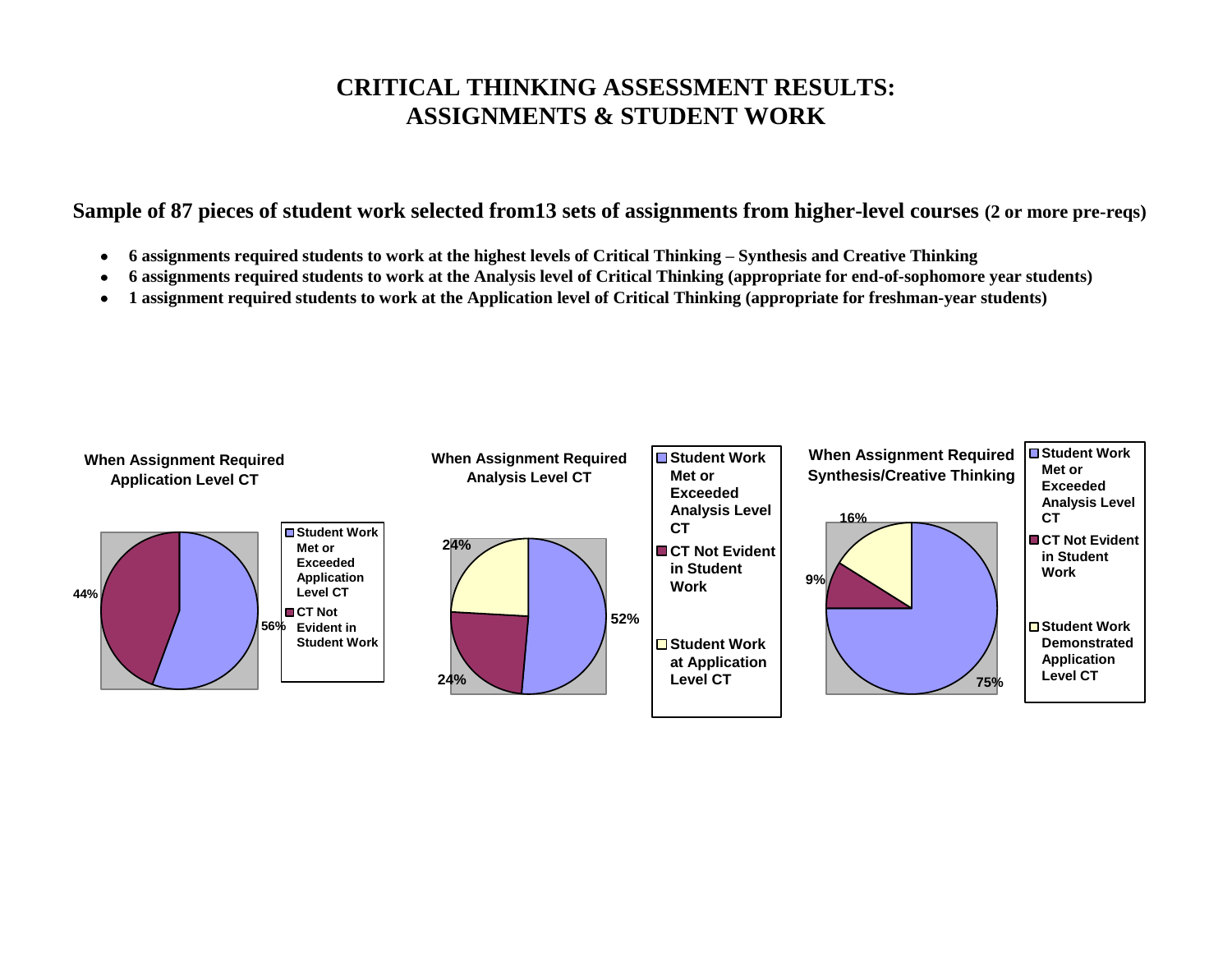# CRITICAL THINKING ASSESSMENT RESULTS: ASSIGNMENTS & STUDENT WORK

**Sample of 87 pieces of student work selected from13 sets of assignments from higher-level courses (2 or more pre-reqs)**

- **6 assignments required students to work at the highest levels of Critical Thinking – Synthesis and Creative Thinking**
- **6 assignments required students to work at the Analysis level of Critical Thinking (appropriate for end-of-sophomore year students)**
- **1 assignment required students to work at the Application level of Critical Thinking (appropriate for freshman-year students)**

**When Assignment Required Application Level CT**

- Student Work Met or Exceeded Application Level CT: 56%
- CT Not Evident in Student Work: 44%

**When Assignment Required Analysis Level CT**

- Student Work Met or Exceeded Analysis Level CT: 52%
- CT Not Evident in Student Work: 24%
- Student Work at Application Level CT: 24%

**When Assignment Required Synthesis/Creative Thinking**

- Student Work Met or Exceeded Analysis Level CT: 75%
- CT Not Evident in Student Work: 9%
- Student Work Demonstrated Application Level CT: 16%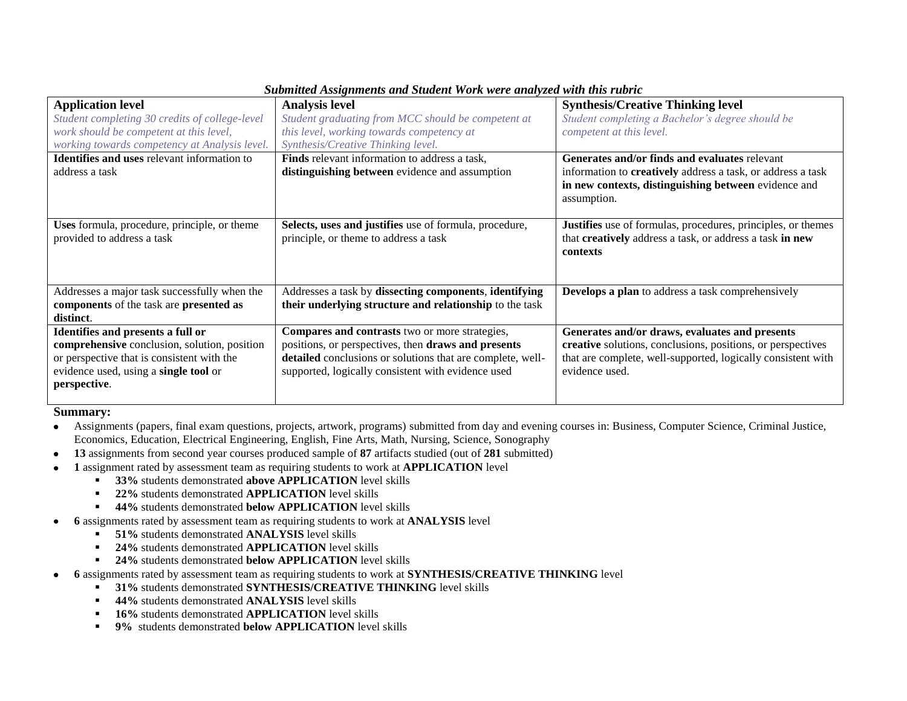***Submitted Assignments and Student Work were analyzed with this rubric***

| **Application level**<br>*Student completing 30 credits of college-level work should be competent at this level, working towards competency at Analysis level.* | **Analysis level**<br>*Student graduating from MCC should be competent at this level, working towards competency at Synthesis/Creative Thinking level.* | **Synthesis/Creative Thinking level**<br>*Student completing a Bachelor's degree should be competent at this level.* |
|---|---|---|
| **Identifies and uses** relevant information to address a task | **Finds** relevant information to address a task, **distinguishing between** evidence and assumption | **Generates and/or finds and evaluates** relevant information to **creatively** address a task, or address a task **in new contexts, distinguishing between** evidence and assumption. |
| **Uses** formula, procedure, principle, or theme provided to address a task | **Selects, uses and justifies** use of formula, procedure, principle, or theme to address a task | **Justifies** use of formulas, procedures, principles, or themes that **creatively** address a task, or address a task **in new contexts** |
| Addresses a major task successfully when the **components** of the task are **presented as distinct**. | Addresses a task by **dissecting components**, **identifying their underlying structure and relationship** to the task | **Develops a plan** to address a task comprehensively |
| **Identifies and presents a full or comprehensive** conclusion, solution, position or perspective that is consistent with the evidence used, using a **single tool** or **perspective**. | **Compares and contrasts** two or more strategies, positions, or perspectives, then **draws and presents detailed** conclusions or solutions that are complete, well-supported, logically consistent with evidence used | **Generates and/or draws, evaluates and presents creative** solutions, conclusions, positions, or perspectives that are complete, well-supported, logically consistent with evidence used. |

**Summary:**

- Assignments (papers, final exam questions, projects, artwork, programs) submitted from day and evening courses in: Business, Computer Science, Criminal Justice, Economics, Education, Electrical Engineering, English, Fine Arts, Math, Nursing, Science, Sonography
- **13** assignments from second year courses produced sample of **87** artifacts studied (out of **281** submitted)
- **1** assignment rated by assessment team as requiring students to work at **APPLICATION** level
  - **33%** students demonstrated **above APPLICATION** level skills
  - **22%** students demonstrated **APPLICATION** level skills
  - **44%** students demonstrated **below APPLICATION** level skills
- **6** assignments rated by assessment team as requiring students to work at **ANALYSIS** level
  - **51%** students demonstrated **ANALYSIS** level skills
  - **24%** students demonstrated **APPLICATION** level skills
  - **24%** students demonstrated **below APPLICATION** level skills
- **6** assignments rated by assessment team as requiring students to work at **SYNTHESIS/CREATIVE THINKING** level
  - **31%** students demonstrated **SYNTHESIS/CREATIVE THINKING** level skills
  - **44%** students demonstrated **ANALYSIS** level skills
  - **16%** students demonstrated **APPLICATION** level skills
  - **9%** students demonstrated **below APPLICATION** level skills